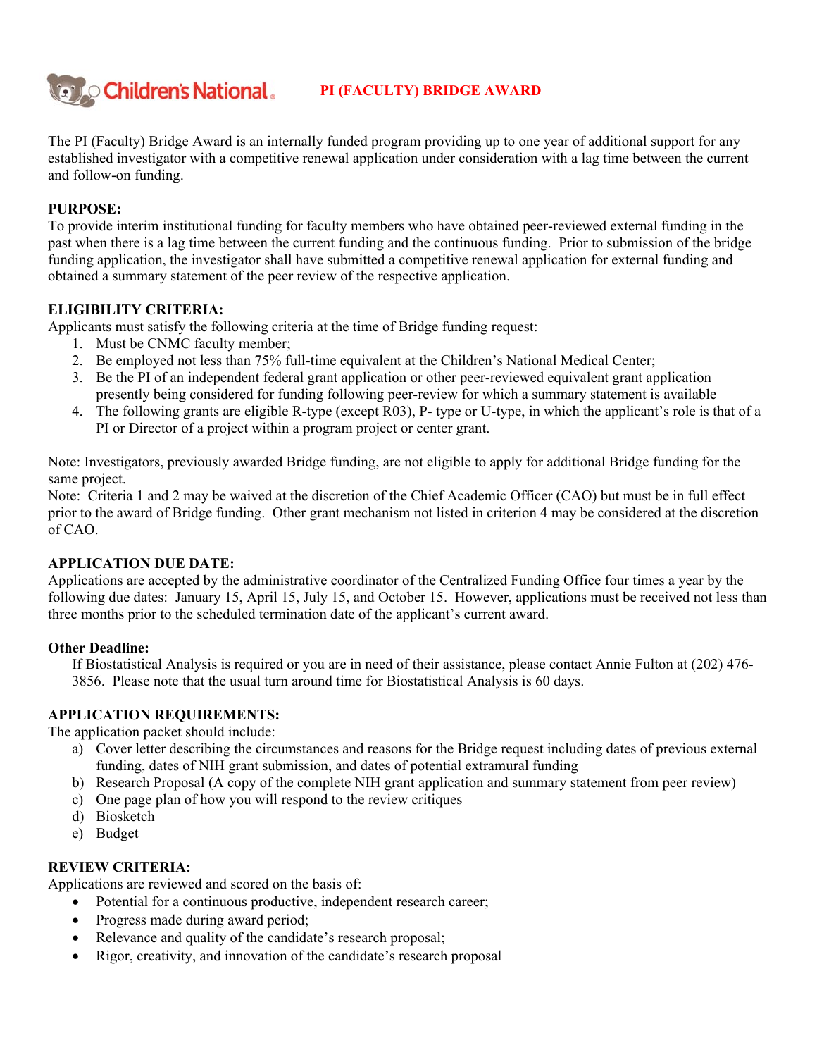# PI (FACULTY) BRIDGE AWARD

The PI (Faculty) Bridge Award is an internally funded program providing up to one year of additional support for any established investigator with a competitive renewal application under consideration with a lag time between the current and follow-on funding.

**PURPOSE:**
To provide interim institutional funding for faculty members who have obtained peer-reviewed external funding in the past when there is a lag time between the current funding and the continuous funding. Prior to submission of the bridge funding application, the investigator shall have submitted a competitive renewal application for external funding and obtained a summary statement of the peer review of the respective application.

**ELIGIBILITY CRITERIA:**
Applicants must satisfy the following criteria at the time of Bridge funding request:

1. Must be CNMC faculty member;
2. Be employed not less than 75% full-time equivalent at the Children's National Medical Center;
3. Be the PI of an independent federal grant application or other peer-reviewed equivalent grant application presently being considered for funding following peer-review for which a summary statement is available
4. The following grants are eligible R-type (except R03), P- type or U-type, in which the applicant's role is that of a PI or Director of a project within a program project or center grant.

Note: Investigators, previously awarded Bridge funding, are not eligible to apply for additional Bridge funding for the same project.
Note: Criteria 1 and 2 may be waived at the discretion of the Chief Academic Officer (CAO) but must be in full effect prior to the award of Bridge funding. Other grant mechanism not listed in criterion 4 may be considered at the discretion of CAO.

**APPLICATION DUE DATE:**
Applications are accepted by the administrative coordinator of the Centralized Funding Office four times a year by the following due dates: January 15, April 15, July 15, and October 15. However, applications must be received not less than three months prior to the scheduled termination date of the applicant's current award.

**Other Deadline:**
If Biostatistical Analysis is required or you are in need of their assistance, please contact Annie Fulton at (202) 476-3856. Please note that the usual turn around time for Biostatistical Analysis is 60 days.

**APPLICATION REQUIREMENTS:**
The application packet should include:

a) Cover letter describing the circumstances and reasons for the Bridge request including dates of previous external funding, dates of NIH grant submission, and dates of potential extramural funding
b) Research Proposal (A copy of the complete NIH grant application and summary statement from peer review)
c) One page plan of how you will respond to the review critiques
d) Biosketch
e) Budget

**REVIEW CRITERIA:**
Applications are reviewed and scored on the basis of:

- Potential for a continuous productive, independent research career;
- Progress made during award period;
- Relevance and quality of the candidate's research proposal;
- Rigor, creativity, and innovation of the candidate's research proposal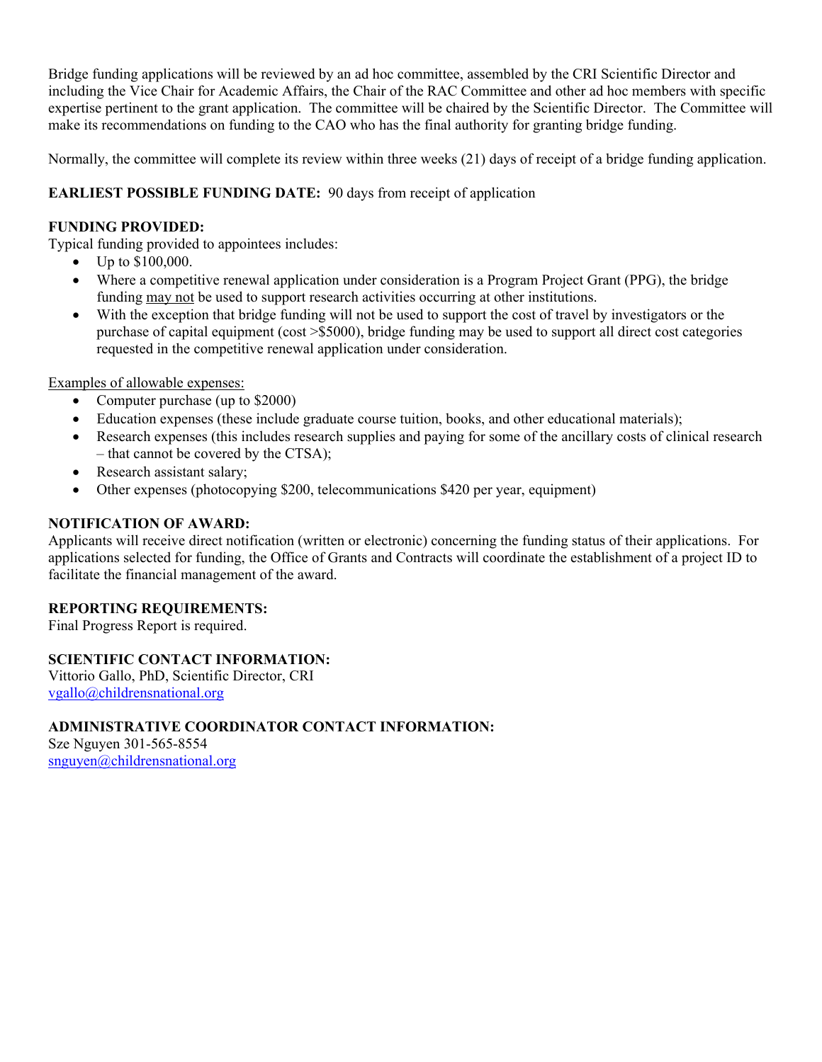Bridge funding applications will be reviewed by an ad hoc committee, assembled by the CRI Scientific Director and including the Vice Chair for Academic Affairs, the Chair of the RAC Committee and other ad hoc members with specific expertise pertinent to the grant application. The committee will be chaired by the Scientific Director. The Committee will make its recommendations on funding to the CAO who has the final authority for granting bridge funding.

Normally, the committee will complete its review within three weeks (21) days of receipt of a bridge funding application.

**EARLIEST POSSIBLE FUNDING DATE:** 90 days from receipt of application

**FUNDING PROVIDED:**
Typical funding provided to appointees includes:

- Up to $100,000.
- Where a competitive renewal application under consideration is a Program Project Grant (PPG), the bridge funding may not be used to support research activities occurring at other institutions.
- With the exception that bridge funding will not be used to support the cost of travel by investigators or the purchase of capital equipment (cost >$5000), bridge funding may be used to support all direct cost categories requested in the competitive renewal application under consideration.

Examples of allowable expenses:

- Computer purchase (up to $2000)
- Education expenses (these include graduate course tuition, books, and other educational materials);
- Research expenses (this includes research supplies and paying for some of the ancillary costs of clinical research – that cannot be covered by the CTSA);
- Research assistant salary;
- Other expenses (photocopying $200, telecommunications $420 per year, equipment)

**NOTIFICATION OF AWARD:**
Applicants will receive direct notification (written or electronic) concerning the funding status of their applications. For applications selected for funding, the Office of Grants and Contracts will coordinate the establishment of a project ID to facilitate the financial management of the award.

**REPORTING REQUIREMENTS:**
Final Progress Report is required.

**SCIENTIFIC CONTACT INFORMATION:**
Vittorio Gallo, PhD, Scientific Director, CRI
vgallo@childrensnational.org

**ADMINISTRATIVE COORDINATOR CONTACT INFORMATION:**
Sze Nguyen 301-565-8554
snguyen@childrensnational.org